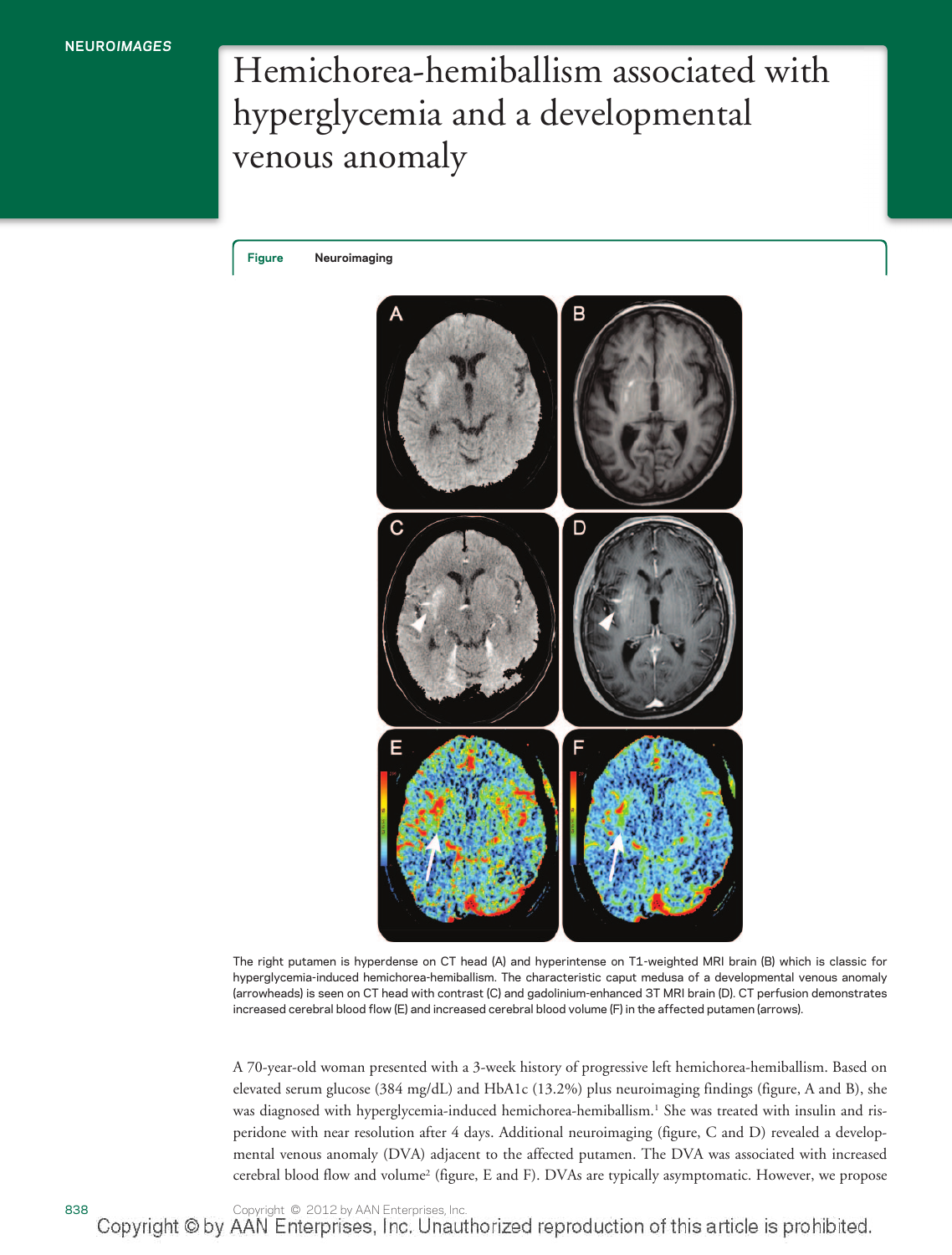NEURO*IMAGES*

# Hemichorea-hemiballism associated with hyperglycemia and a developmental venous anomaly

**Figure** Neuroimaging

The right putamen is hyperdense on CT head (A) and hyperintense on T1-weighted MRI brain (B) which is classic for hyperglycemia-induced hemichorea-hemiballism. The characteristic caput medusa of a developmental venous anomaly (arrowheads) is seen on CT head with contrast (C) and gadolinium-enhanced 3T MRI brain (D). CT perfusion demonstrates increased cerebral blood flow (E) and increased cerebral blood volume (F) in the affected putamen (arrows).

A 70-year-old woman presented with a 3-week history of progressive left hemichorea-hemiballism. Based on elevated serum glucose (384 mg/dL) and HbA1c (13.2%) plus neuroimaging findings (figure, A and B), she was diagnosed with hyperglycemia-induced hemichorea-hemiballism.[1] She was treated with insulin and risperidone with near resolution after 4 days. Additional neuroimaging (figure, C and D) revealed a developmental venous anomaly (DVA) adjacent to the affected putamen. The DVA was associated with increased cerebral blood flow and volume[2] (figure, E and F). DVAs are typically asymptomatic. However, we propose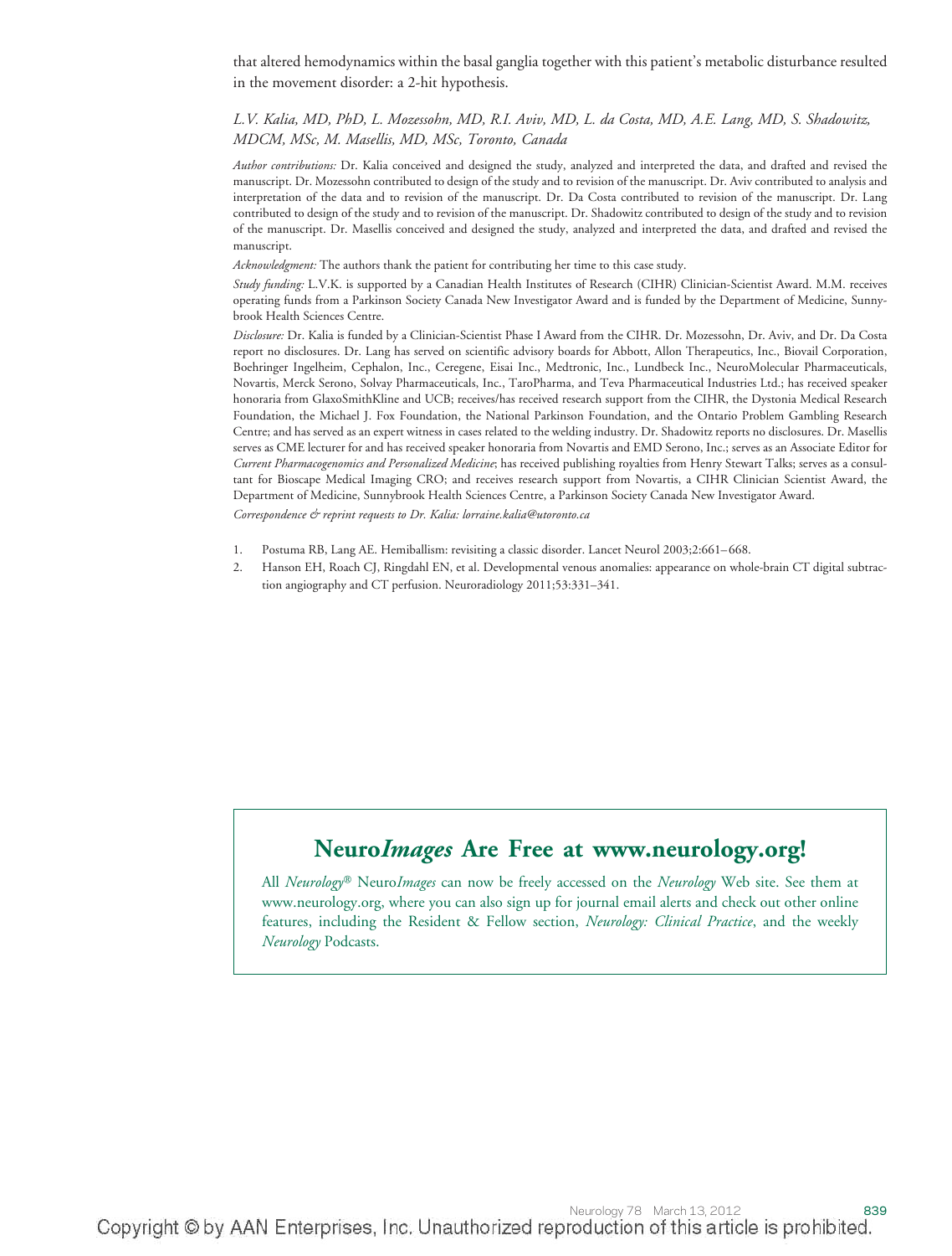that altered hemodynamics within the basal ganglia together with this patient's metabolic disturbance resulted in the movement disorder: a 2-hit hypothesis.

*L.V. Kalia, MD, PhD, L. Mozessohn, MD, R.I. Aviv, MD, L. da Costa, MD, A.E. Lang, MD, S. Shadowitz, MDCM, MSc, M. Masellis, MD, MSc, Toronto, Canada*

*Author contributions:* Dr. Kalia conceived and designed the study, analyzed and interpreted the data, and drafted and revised the manuscript. Dr. Mozessohn contributed to design of the study and to revision of the manuscript. Dr. Aviv contributed to analysis and interpretation of the data and to revision of the manuscript. Dr. Da Costa contributed to revision of the manuscript. Dr. Lang contributed to design of the study and to revision of the manuscript. Dr. Shadowitz contributed to design of the study and to revision of the manuscript. Dr. Masellis conceived and designed the study, analyzed and interpreted the data, and drafted and revised the manuscript.

*Acknowledgment:* The authors thank the patient for contributing her time to this case study.

*Study funding:* L.V.K. is supported by a Canadian Health Institutes of Research (CIHR) Clinician-Scientist Award. M.M. receives operating funds from a Parkinson Society Canada New Investigator Award and is funded by the Department of Medicine, Sunnybrook Health Sciences Centre.

*Disclosure:* Dr. Kalia is funded by a Clinician-Scientist Phase I Award from the CIHR. Dr. Mozessohn, Dr. Aviv, and Dr. Da Costa report no disclosures. Dr. Lang has served on scientific advisory boards for Abbott, Allon Therapeutics, Inc., Biovail Corporation, Boehringer Ingelheim, Cephalon, Inc., Ceregene, Eisai Inc., Medtronic, Inc., Lundbeck Inc., NeuroMolecular Pharmaceuticals, Novartis, Merck Serono, Solvay Pharmaceuticals, Inc., TaroPharma, and Teva Pharmaceutical Industries Ltd.; has received speaker honoraria from GlaxoSmithKline and UCB; receives/has received research support from the CIHR, the Dystonia Medical Research Foundation, the Michael J. Fox Foundation, the National Parkinson Foundation, and the Ontario Problem Gambling Research Centre; and has served as an expert witness in cases related to the welding industry. Dr. Shadowitz reports no disclosures. Dr. Masellis serves as CME lecturer for and has received speaker honoraria from Novartis and EMD Serono, Inc.; serves as an Associate Editor for *Current Pharmacogenomics and Personalized Medicine*; has received publishing royalties from Henry Stewart Talks; serves as a consultant for Bioscape Medical Imaging CRO; and receives research support from Novartis, a CIHR Clinician Scientist Award, the Department of Medicine, Sunnybrook Health Sciences Centre, a Parkinson Society Canada New Investigator Award.

*Correspondence & reprint requests to Dr. Kalia: lorraine.kalia@utoronto.ca*

1. Postuma RB, Lang AE. Hemiballism: revisiting a classic disorder. Lancet Neurol 2003;2:661–668.
2. Hanson EH, Roach CJ, Ringdahl EN, et al. Developmental venous anomalies: appearance on whole-brain CT digital subtraction angiography and CT perfusion. Neuroradiology 2011;53:331–341.

## Neuro*Images* Are Free at www.neurology.org!

All *Neurology*® Neuro*Images* can now be freely accessed on the *Neurology* Web site. See them at www.neurology.org, where you can also sign up for journal email alerts and check out other online features, including the Resident & Fellow section, *Neurology: Clinical Practice*, and the weekly *Neurology* Podcasts.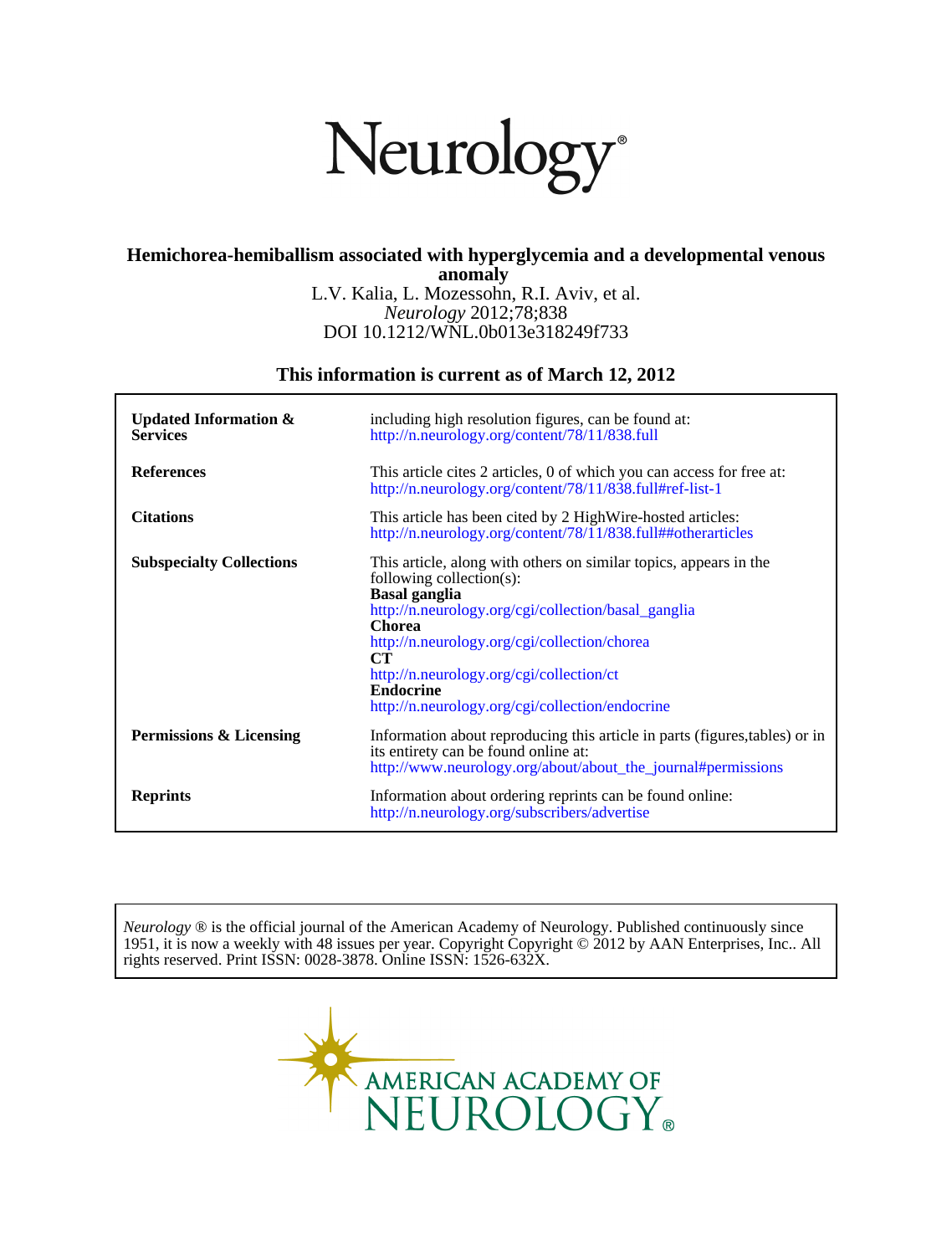# Neurology®

**Hemichorea-hemiballism associated with hyperglycemia and a developmental venous anomaly**

L.V. Kalia, L. Mozessohn, R.I. Aviv, et al.

*Neurology* 2012;78;838

DOI 10.1212/WNL.0b013e318249f733

**This information is current as of March 12, 2012**

| | |
|---|---|
| **Updated Information & Services** | including high resolution figures, can be found at: http://n.neurology.org/content/78/11/838.full |
| **References** | This article cites 2 articles, 0 of which you can access for free at: http://n.neurology.org/content/78/11/838.full#ref-list-1 |
| **Citations** | This article has been cited by 2 HighWire-hosted articles: http://n.neurology.org/content/78/11/838.full##otherarticles |
| **Subspecialty Collections** | This article, along with others on similar topics, appears in the following collection(s): **Basal ganglia** http://n.neurology.org/cgi/collection/basal_ganglia **Chorea** http://n.neurology.org/cgi/collection/chorea **CT** http://n.neurology.org/cgi/collection/ct **Endocrine** http://n.neurology.org/cgi/collection/endocrine |
| **Permissions & Licensing** | Information about reproducing this article in parts (figures,tables) or in its entirety can be found online at: http://www.neurology.org/about/about_the_journal#permissions |
| **Reprints** | Information about ordering reprints can be found online: http://n.neurology.org/subscribers/advertise |

*Neurology* ® is the official journal of the American Academy of Neurology. Published continuously since 1951, it is now a weekly with 48 issues per year. Copyright Copyright © 2012 by AAN Enterprises, Inc.. All rights reserved. Print ISSN: 0028-3878. Online ISSN: 1526-632X.

AMERICAN ACADEMY OF NEUROLOGY®